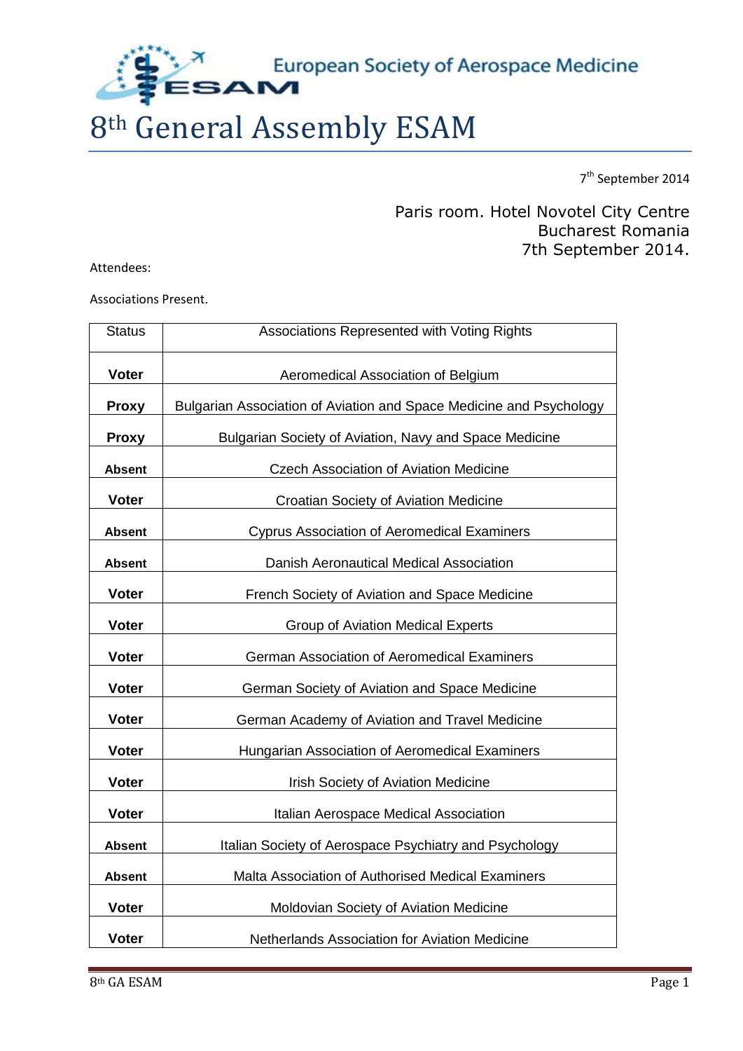European Society of Aerospace Medicine

# 8th General Assembly ESAM

7th September 2014

Paris room. Hotel Novotel City Centre
Bucharest Romania
7th September 2014.

Attendees:

Associations Present.

| Status | Associations Represented with Voting Rights |
|---|---|
| **Voter** | Aeromedical Association of Belgium |
| **Proxy** | Bulgarian Association of Aviation and Space Medicine and Psychology |
| **Proxy** | Bulgarian Society of Aviation, Navy and Space Medicine |
| **Absent** | Czech Association of Aviation Medicine |
| **Voter** | Croatian Society of Aviation Medicine |
| **Absent** | Cyprus Association of Aeromedical Examiners |
| **Absent** | Danish Aeronautical Medical Association |
| **Voter** | French Society of Aviation and Space Medicine |
| **Voter** | Group of Aviation Medical Experts |
| **Voter** | German Association of Aeromedical Examiners |
| **Voter** | German Society of Aviation and Space Medicine |
| **Voter** | German Academy of Aviation and Travel Medicine |
| **Voter** | Hungarian Association of Aeromedical Examiners |
| **Voter** | Irish Society of Aviation Medicine |
| **Voter** | Italian Aerospace Medical Association |
| **Absent** | Italian Society of Aerospace Psychiatry and Psychology |
| **Absent** | Malta Association of Authorised Medical Examiners |
| **Voter** | Moldovian Society of Aviation Medicine |
| **Voter** | Netherlands Association for Aviation Medicine |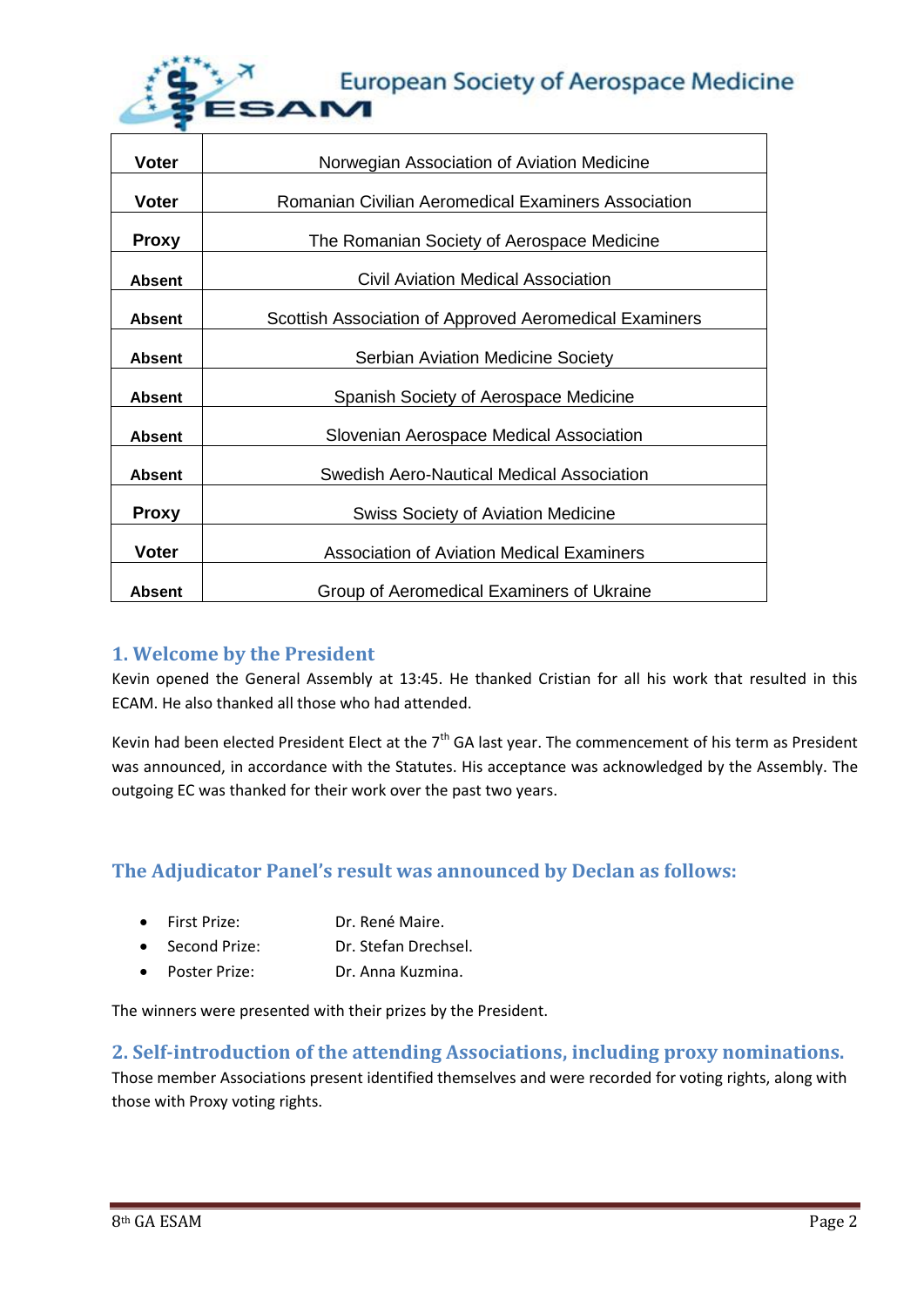| Voter | Norwegian Association of Aviation Medicine |
|---|---|
| Voter | Romanian Civilian Aeromedical Examiners Association |
| Proxy | The Romanian Society of Aerospace Medicine |
| Absent | Civil Aviation Medical Association |
| Absent | Scottish Association of Approved Aeromedical Examiners |
| Absent | Serbian Aviation Medicine Society |
| Absent | Spanish Society of Aerospace Medicine |
| Absent | Slovenian Aerospace Medical Association |
| Absent | Swedish Aero-Nautical Medical Association |
| Proxy | Swiss Society of Aviation Medicine |
| Voter | Association of Aviation Medical Examiners |
| Absent | Group of Aeromedical Examiners of Ukraine |

## 1. Welcome by the President

Kevin opened the General Assembly at 13:45. He thanked Cristian for all his work that resulted in this ECAM. He also thanked all those who had attended.

Kevin had been elected President Elect at the 7th GA last year. The commencement of his term as President was announced, in accordance with the Statutes. His acceptance was acknowledged by the Assembly. The outgoing EC was thanked for their work over the past two years.

## The Adjudicator Panel's result was announced by Declan as follows:

- First Prize: Dr. René Maire.
- Second Prize: Dr. Stefan Drechsel.
- Poster Prize: Dr. Anna Kuzmina.

The winners were presented with their prizes by the President.

## 2. Self-introduction of the attending Associations, including proxy nominations.

Those member Associations present identified themselves and were recorded for voting rights, along with those with Proxy voting rights.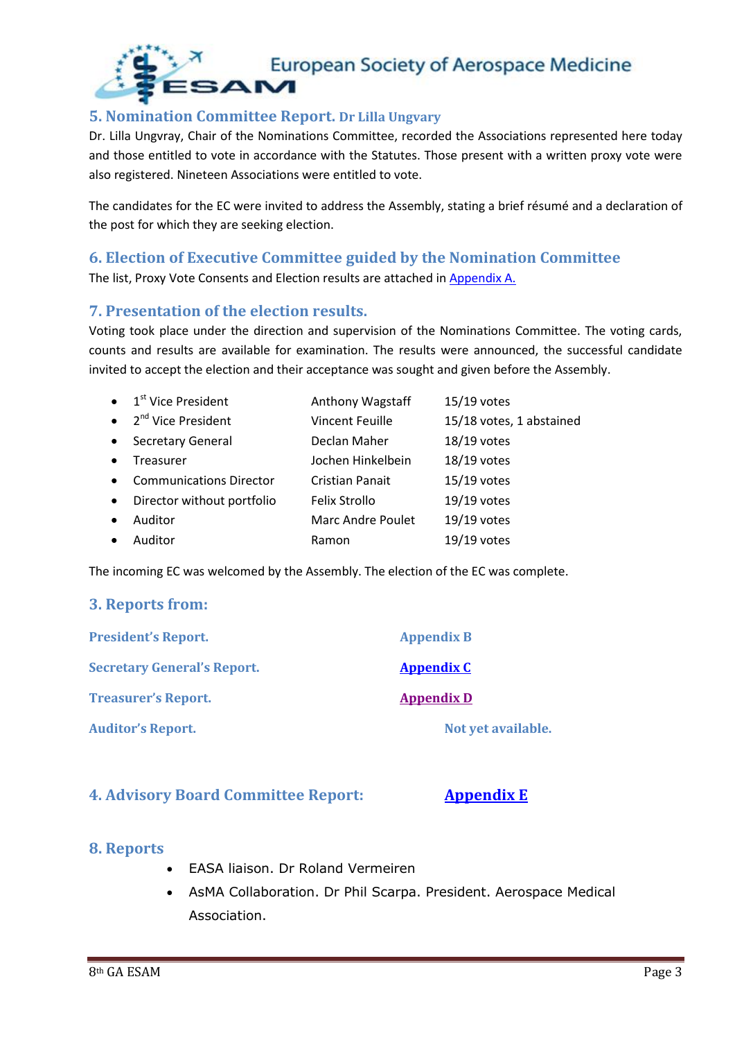## 5. Nomination Committee Report. Dr Lilla Ungvary

Dr. Lilla Ungvray, Chair of the Nominations Committee, recorded the Associations represented here today and those entitled to vote in accordance with the Statutes. Those present with a written proxy vote were also registered. Nineteen Associations were entitled to vote.

The candidates for the EC were invited to address the Assembly, stating a brief résumé and a declaration of the post for which they are seeking election.

## 6. Election of Executive Committee guided by the Nomination Committee

The list, Proxy Vote Consents and Election results are attached in [Appendix A.](#)

## 7. Presentation of the election results.

Voting took place under the direction and supervision of the Nominations Committee. The voting cards, counts and results are available for examination. The results were announced, the successful candidate invited to accept the election and their acceptance was sought and given before the Assembly.

- 1st Vice President — Anthony Wagstaff — 15/19 votes
- 2nd Vice President — Vincent Feuille — 15/18 votes, 1 abstained
- Secretary General — Declan Maher — 18/19 votes
- Treasurer — Jochen Hinkelbein — 18/19 votes
- Communications Director — Cristian Panait — 15/19 votes
- Director without portfolio — Felix Strollo — 19/19 votes
- Auditor — Marc Andre Poulet — 19/19 votes
- Auditor — Ramon — 19/19 votes

The incoming EC was welcomed by the Assembly. The election of the EC was complete.

## 3. Reports from:

| | |
|---|---|
| **President's Report.** | **Appendix B** |
| **Secretary General's Report.** | **Appendix C** |
| **Treasurer's Report.** | **Appendix D** |
| **Auditor's Report.** | **Not yet available.** |

## 4. Advisory Board Committee Report: Appendix E

## 8. Reports

- EASA liaison. Dr Roland Vermeiren
- AsMA Collaboration. Dr Phil Scarpa. President. Aerospace Medical Association.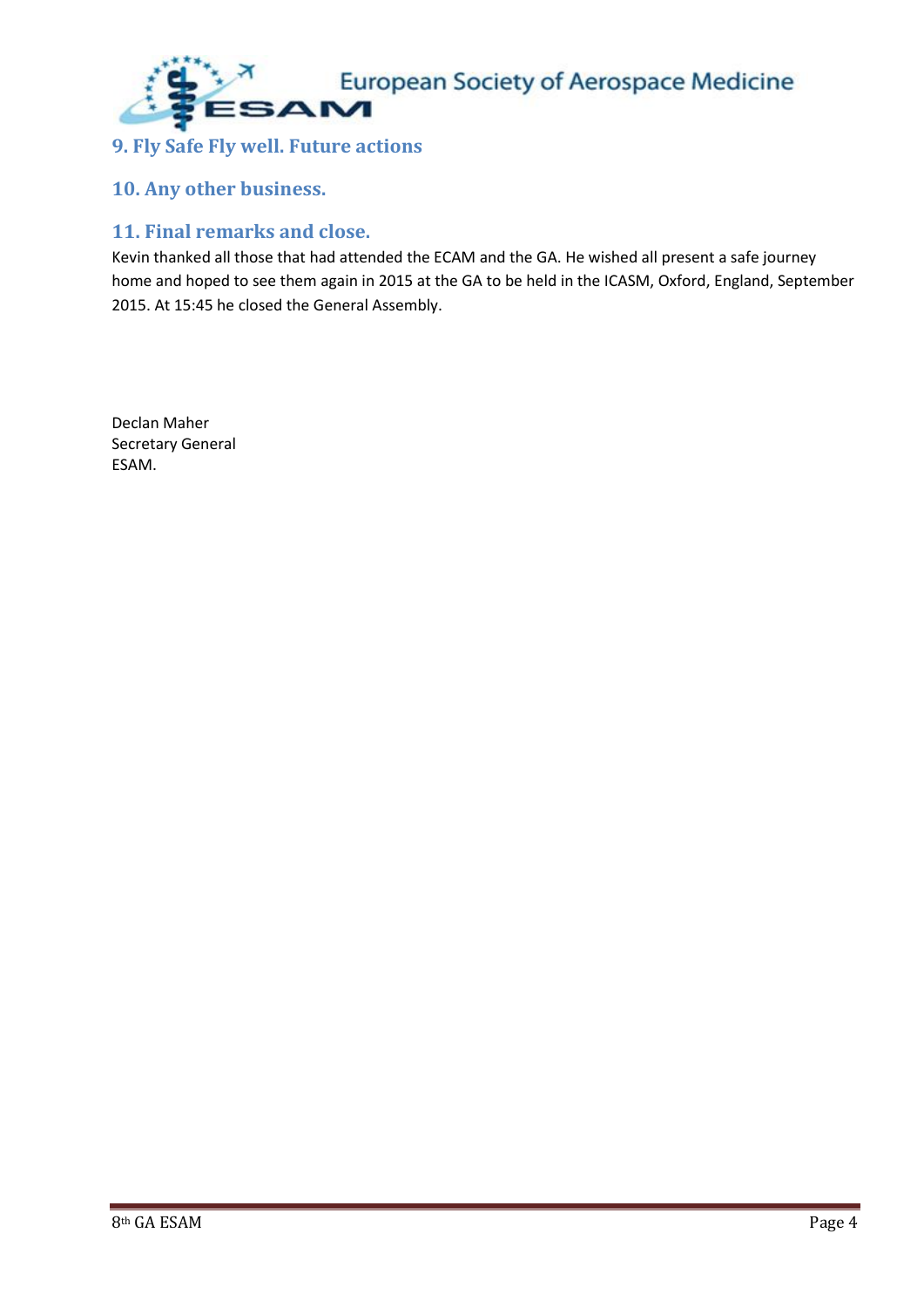## 9. Fly Safe Fly well. Future actions

## 10. Any other business.

## 11. Final remarks and close.

Kevin thanked all those that had attended the ECAM and the GA. He wished all present a safe journey home and hoped to see them again in 2015 at the GA to be held in the ICASM, Oxford, England, September 2015. At 15:45 he closed the General Assembly.

Declan Maher
Secretary General
ESAM.